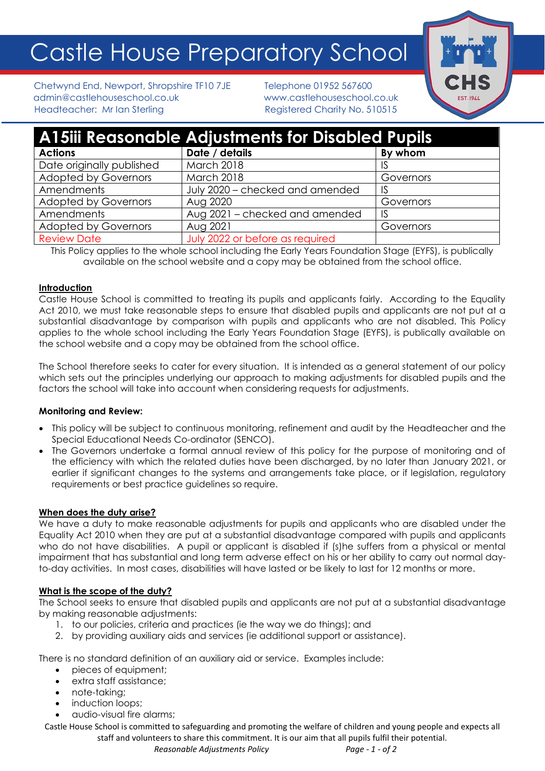# Castle House Preparatory School

Chetwynd End, Newport, Shropshire TF10 7JE
admin@castlehouseschool.co.uk
Headteacher: Mr Ian Sterling

Telephone 01952 567600
www.castlehouseschool.co.uk
Registered Charity No. 510515

## A15iii Reasonable Adjustments for Disabled Pupils

| Actions | Date / details | By whom |
|---|---|---|
| Date originally published | March 2018 | IS |
| Adopted by Governors | March 2018 | Governors |
| Amendments | July 2020 – checked and amended | IS |
| Adopted by Governors | Aug 2020 | Governors |
| Amendments | Aug 2021 – checked and amended | IS |
| Adopted by Governors | Aug 2021 | Governors |
| Review Date | July 2022 or before as required | |

This Policy applies to the whole school including the Early Years Foundation Stage (EYFS), is publically available on the school website and a copy may be obtained from the school office.

### Introduction

Castle House School is committed to treating its pupils and applicants fairly. According to the Equality Act 2010, we must take reasonable steps to ensure that disabled pupils and applicants are not put at a substantial disadvantage by comparison with pupils and applicants who are not disabled. This Policy applies to the whole school including the Early Years Foundation Stage (EYFS), is publically available on the school website and a copy may be obtained from the school office.

The School therefore seeks to cater for every situation. It is intended as a general statement of our policy which sets out the principles underlying our approach to making adjustments for disabled pupils and the factors the school will take into account when considering requests for adjustments.

**Monitoring and Review:**

- This policy will be subject to continuous monitoring, refinement and audit by the Headteacher and the Special Educational Needs Co-ordinator (SENCO).
- The Governors undertake a formal annual review of this policy for the purpose of monitoring and of the efficiency with which the related duties have been discharged, by no later than January 2021, or earlier if significant changes to the systems and arrangements take place, or if legislation, regulatory requirements or best practice guidelines so require.

### When does the duty arise?

We have a duty to make reasonable adjustments for pupils and applicants who are disabled under the Equality Act 2010 when they are put at a substantial disadvantage compared with pupils and applicants who do not have disabilities. A pupil or applicant is disabled if (s)he suffers from a physical or mental impairment that has substantial and long term adverse effect on his or her ability to carry out normal day-to-day activities. In most cases, disabilities will have lasted or be likely to last for 12 months or more.

### What is the scope of the duty?

The School seeks to ensure that disabled pupils and applicants are not put at a substantial disadvantage by making reasonable adjustments:

1. to our policies, criteria and practices (ie the way we do things); and
2. by providing auxiliary aids and services (ie additional support or assistance).

There is no standard definition of an auxiliary aid or service. Examples include:

- pieces of equipment;
- extra staff assistance;
- note-taking;
- induction loops;
- audio-visual fire alarms;

Castle House School is committed to safeguarding and promoting the welfare of children and young people and expects all staff and volunteers to share this commitment. It is our aim that all pupils fulfil their potential.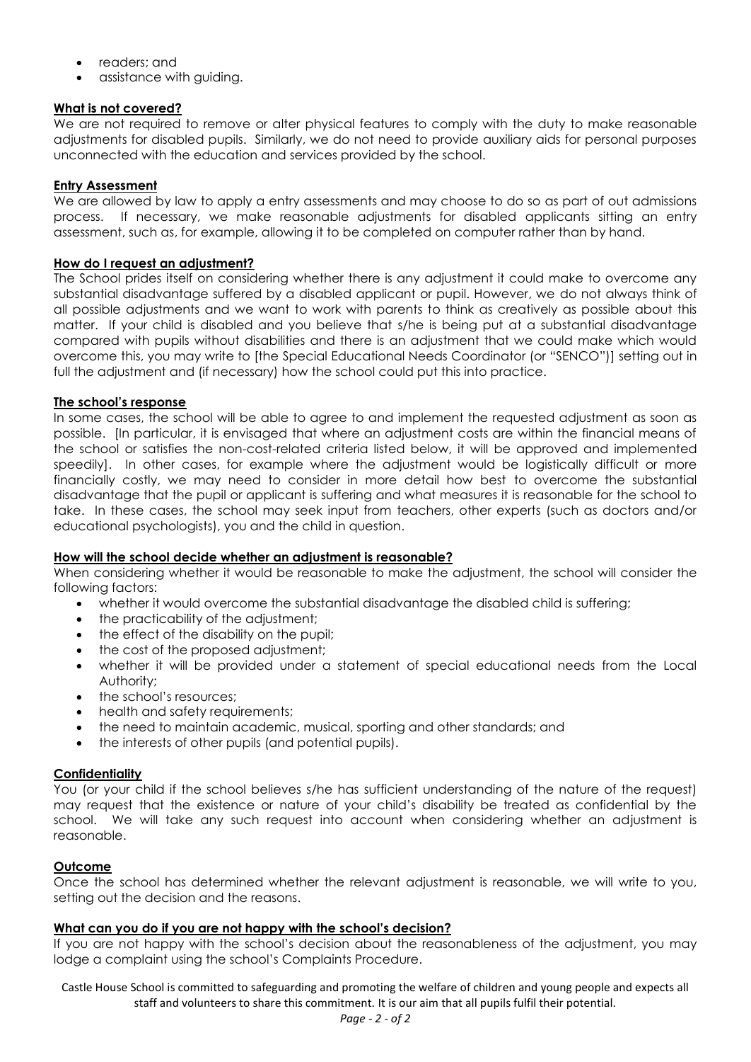- readers; and
- assistance with guiding.

**What is not covered?**

We are not required to remove or alter physical features to comply with the duty to make reasonable adjustments for disabled pupils. Similarly, we do not need to provide auxiliary aids for personal purposes unconnected with the education and services provided by the school.

**Entry Assessment**

We are allowed by law to apply a entry assessments and may choose to do so as part of out admissions process. If necessary, we make reasonable adjustments for disabled applicants sitting an entry assessment, such as, for example, allowing it to be completed on computer rather than by hand.

**How do I request an adjustment?**

The School prides itself on considering whether there is any adjustment it could make to overcome any substantial disadvantage suffered by a disabled applicant or pupil. However, we do not always think of all possible adjustments and we want to work with parents to think as creatively as possible about this matter. If your child is disabled and you believe that s/he is being put at a substantial disadvantage compared with pupils without disabilities and there is an adjustment that we could make which would overcome this, you may write to [the Special Educational Needs Coordinator (or "SENCO")] setting out in full the adjustment and (if necessary) how the school could put this into practice.

**The school's response**

In some cases, the school will be able to agree to and implement the requested adjustment as soon as possible. [In particular, it is envisaged that where an adjustment costs are within the financial means of the school or satisfies the non-cost-related criteria listed below, it will be approved and implemented speedily]. In other cases, for example where the adjustment would be logistically difficult or more financially costly, we may need to consider in more detail how best to overcome the substantial disadvantage that the pupil or applicant is suffering and what measures it is reasonable for the school to take. In these cases, the school may seek input from teachers, other experts (such as doctors and/or educational psychologists), you and the child in question.

**How will the school decide whether an adjustment is reasonable?**

When considering whether it would be reasonable to make the adjustment, the school will consider the following factors:

- whether it would overcome the substantial disadvantage the disabled child is suffering;
- the practicability of the adjustment;
- the effect of the disability on the pupil;
- the cost of the proposed adjustment;
- whether it will be provided under a statement of special educational needs from the Local Authority;
- the school's resources;
- health and safety requirements;
- the need to maintain academic, musical, sporting and other standards; and
- the interests of other pupils (and potential pupils).

**Confidentiality**

You (or your child if the school believes s/he has sufficient understanding of the nature of the request) may request that the existence or nature of your child's disability be treated as confidential by the school. We will take any such request into account when considering whether an adjustment is reasonable.

**Outcome**

Once the school has determined whether the relevant adjustment is reasonable, we will write to you, setting out the decision and the reasons.

**What can you do if you are not happy with the school's decision?**

If you are not happy with the school's decision about the reasonableness of the adjustment, you may lodge a complaint using the school's Complaints Procedure.

Castle House School is committed to safeguarding and promoting the welfare of children and young people and expects all staff and volunteers to share this commitment. It is our aim that all pupils fulfil their potential.